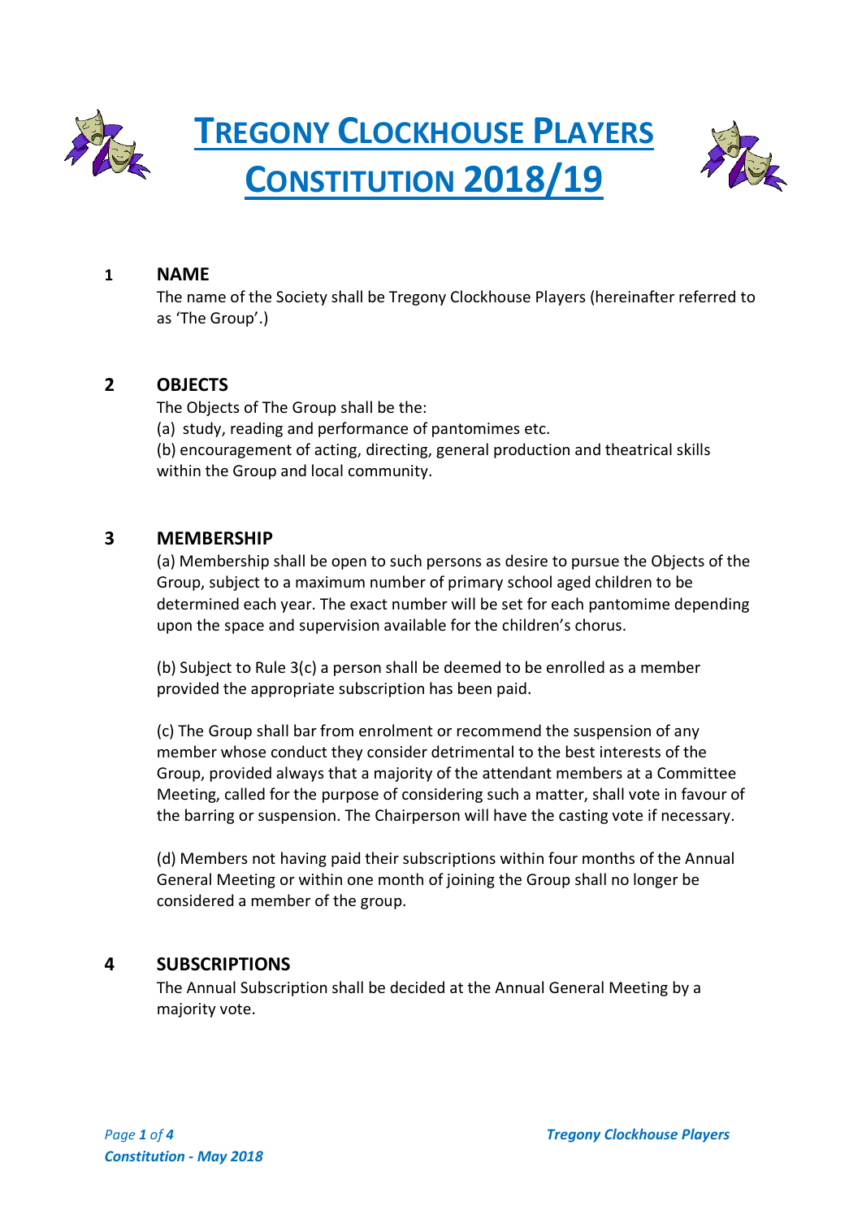# TREGONY CLOCKHOUSE PLAYERS CONSTITUTION 2018/19

## 1 NAME

The name of the Society shall be Tregony Clockhouse Players (hereinafter referred to as 'The Group'.)

## 2 OBJECTS

The Objects of The Group shall be the:

(a) study, reading and performance of pantomimes etc.

(b) encouragement of acting, directing, general production and theatrical skills within the Group and local community.

## 3 MEMBERSHIP

(a) Membership shall be open to such persons as desire to pursue the Objects of the Group, subject to a maximum number of primary school aged children to be determined each year. The exact number will be set for each pantomime depending upon the space and supervision available for the children's chorus.

(b) Subject to Rule 3(c) a person shall be deemed to be enrolled as a member provided the appropriate subscription has been paid.

(c) The Group shall bar from enrolment or recommend the suspension of any member whose conduct they consider detrimental to the best interests of the Group, provided always that a majority of the attendant members at a Committee Meeting, called for the purpose of considering such a matter, shall vote in favour of the barring or suspension. The Chairperson will have the casting vote if necessary.

(d) Members not having paid their subscriptions within four months of the Annual General Meeting or within one month of joining the Group shall no longer be considered a member of the group.

## 4 SUBSCRIPTIONS

The Annual Subscription shall be decided at the Annual General Meeting by a majority vote.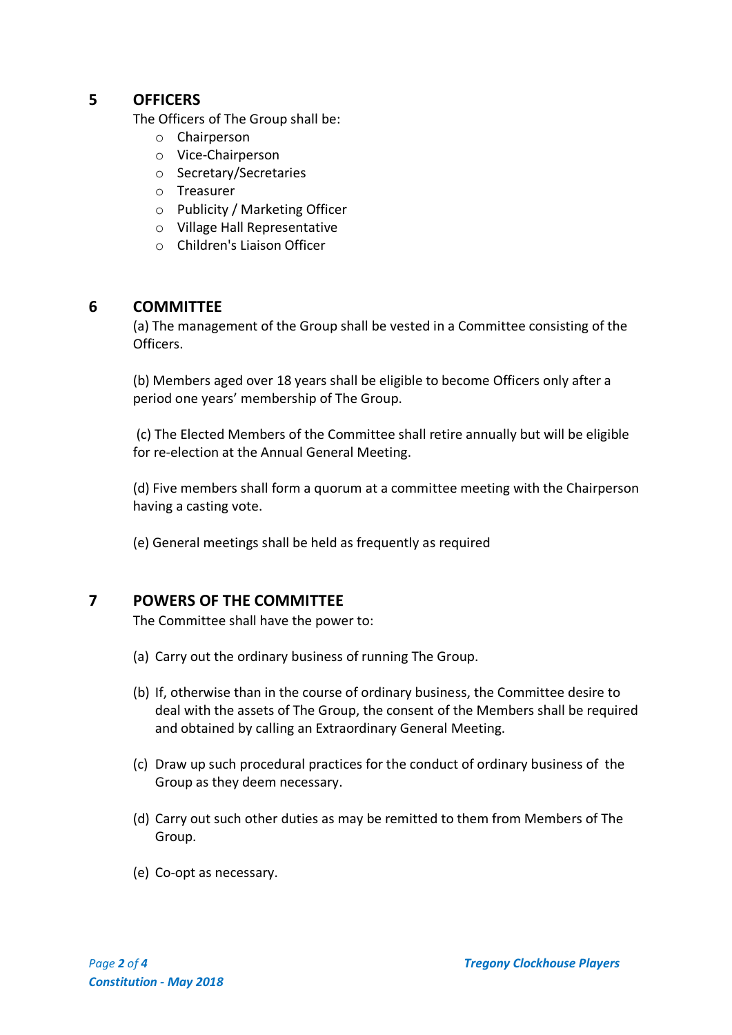## 5 OFFICERS

The Officers of The Group shall be:

- Chairperson
- Vice-Chairperson
- Secretary/Secretaries
- Treasurer
- Publicity / Marketing Officer
- Village Hall Representative
- Children's Liaison Officer

## 6 COMMITTEE

(a) The management of the Group shall be vested in a Committee consisting of the Officers.

(b) Members aged over 18 years shall be eligible to become Officers only after a period one years' membership of The Group.

(c) The Elected Members of the Committee shall retire annually but will be eligible for re-election at the Annual General Meeting.

(d) Five members shall form a quorum at a committee meeting with the Chairperson having a casting vote.

(e) General meetings shall be held as frequently as required

## 7 POWERS OF THE COMMITTEE

The Committee shall have the power to:

(a) Carry out the ordinary business of running The Group.

(b) If, otherwise than in the course of ordinary business, the Committee desire to deal with the assets of The Group, the consent of the Members shall be required and obtained by calling an Extraordinary General Meeting.

(c) Draw up such procedural practices for the conduct of ordinary business of the Group as they deem necessary.

(d) Carry out such other duties as may be remitted to them from Members of The Group.

(e) Co-opt as necessary.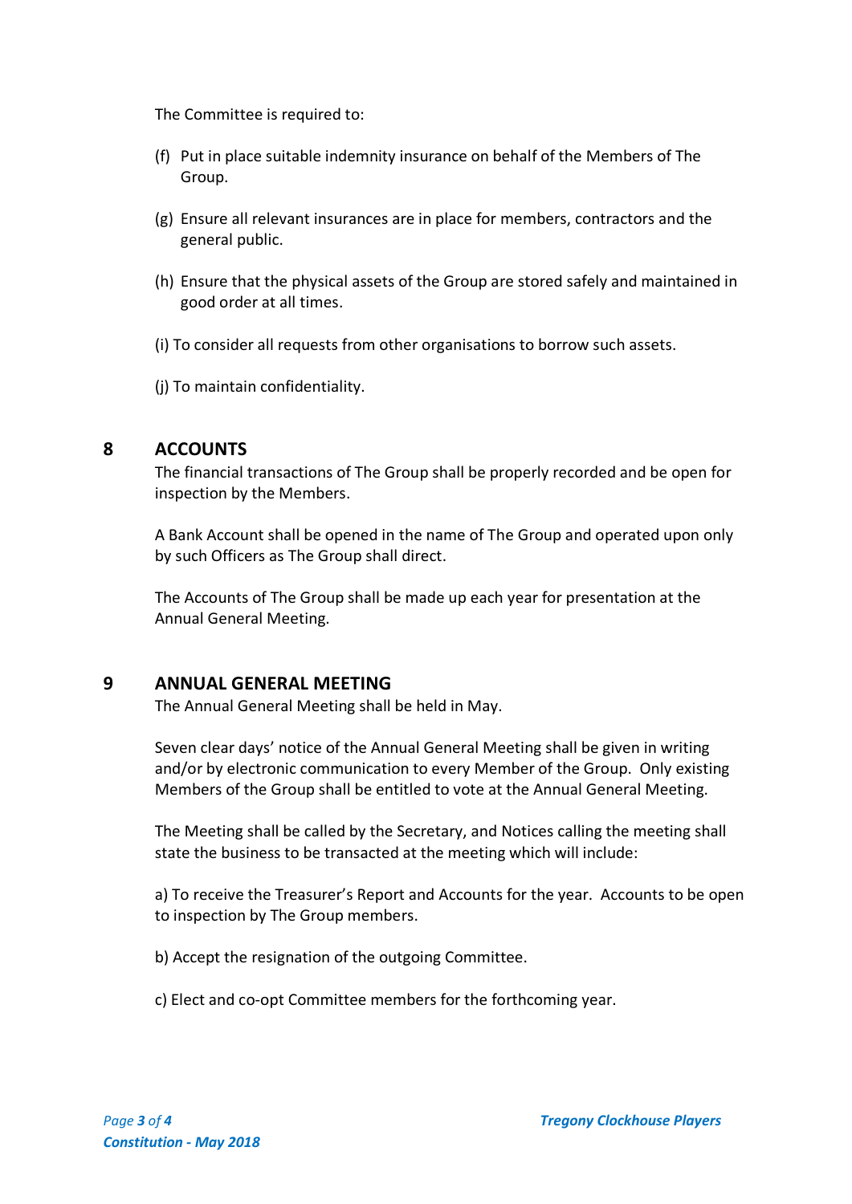The Committee is required to:

(f) Put in place suitable indemnity insurance on behalf of the Members of The Group.

(g) Ensure all relevant insurances are in place for members, contractors and the general public.

(h) Ensure that the physical assets of the Group are stored safely and maintained in good order at all times.

(i) To consider all requests from other organisations to borrow such assets.

(j) To maintain confidentiality.

## 8 ACCOUNTS

The financial transactions of The Group shall be properly recorded and be open for inspection by the Members.

A Bank Account shall be opened in the name of The Group and operated upon only by such Officers as The Group shall direct.

The Accounts of The Group shall be made up each year for presentation at the Annual General Meeting.

## 9 ANNUAL GENERAL MEETING

The Annual General Meeting shall be held in May.

Seven clear days' notice of the Annual General Meeting shall be given in writing and/or by electronic communication to every Member of the Group. Only existing Members of the Group shall be entitled to vote at the Annual General Meeting.

The Meeting shall be called by the Secretary, and Notices calling the meeting shall state the business to be transacted at the meeting which will include:

a) To receive the Treasurer's Report and Accounts for the year. Accounts to be open to inspection by The Group members.

b) Accept the resignation of the outgoing Committee.

c) Elect and co-opt Committee members for the forthcoming year.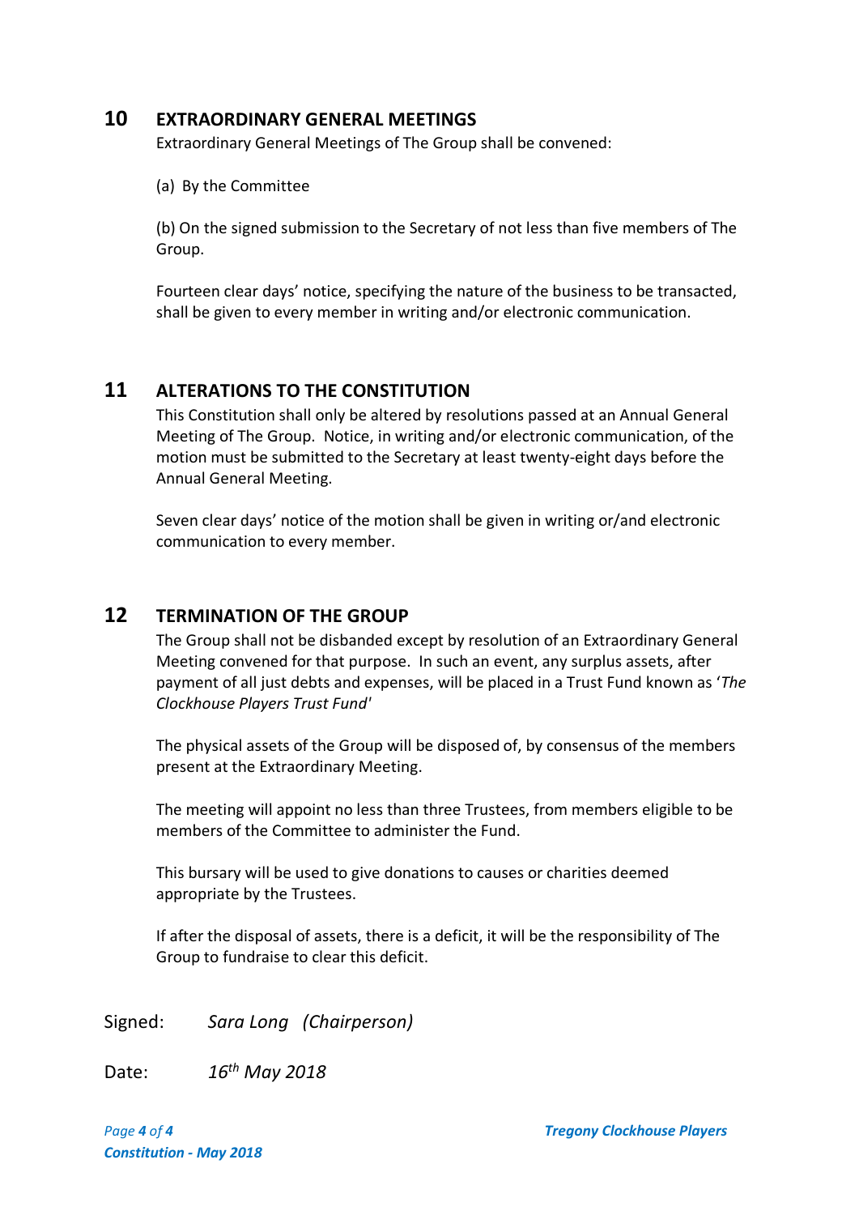## 10 EXTRAORDINARY GENERAL MEETINGS

Extraordinary General Meetings of The Group shall be convened:

(a) By the Committee

(b) On the signed submission to the Secretary of not less than five members of The Group.

Fourteen clear days' notice, specifying the nature of the business to be transacted, shall be given to every member in writing and/or electronic communication.

## 11 ALTERATIONS TO THE CONSTITUTION

This Constitution shall only be altered by resolutions passed at an Annual General Meeting of The Group. Notice, in writing and/or electronic communication, of the motion must be submitted to the Secretary at least twenty-eight days before the Annual General Meeting.

Seven clear days' notice of the motion shall be given in writing or/and electronic communication to every member.

## 12 TERMINATION OF THE GROUP

The Group shall not be disbanded except by resolution of an Extraordinary General Meeting convened for that purpose. In such an event, any surplus assets, after payment of all just debts and expenses, will be placed in a Trust Fund known as '*The Clockhouse Players Trust Fund*'

The physical assets of the Group will be disposed of, by consensus of the members present at the Extraordinary Meeting.

The meeting will appoint no less than three Trustees, from members eligible to be members of the Committee to administer the Fund.

This bursary will be used to give donations to causes or charities deemed appropriate by the Trustees.

If after the disposal of assets, there is a deficit, it will be the responsibility of The Group to fundraise to clear this deficit.

Signed: *Sara Long (Chairperson)*

Date: *16th May 2018*